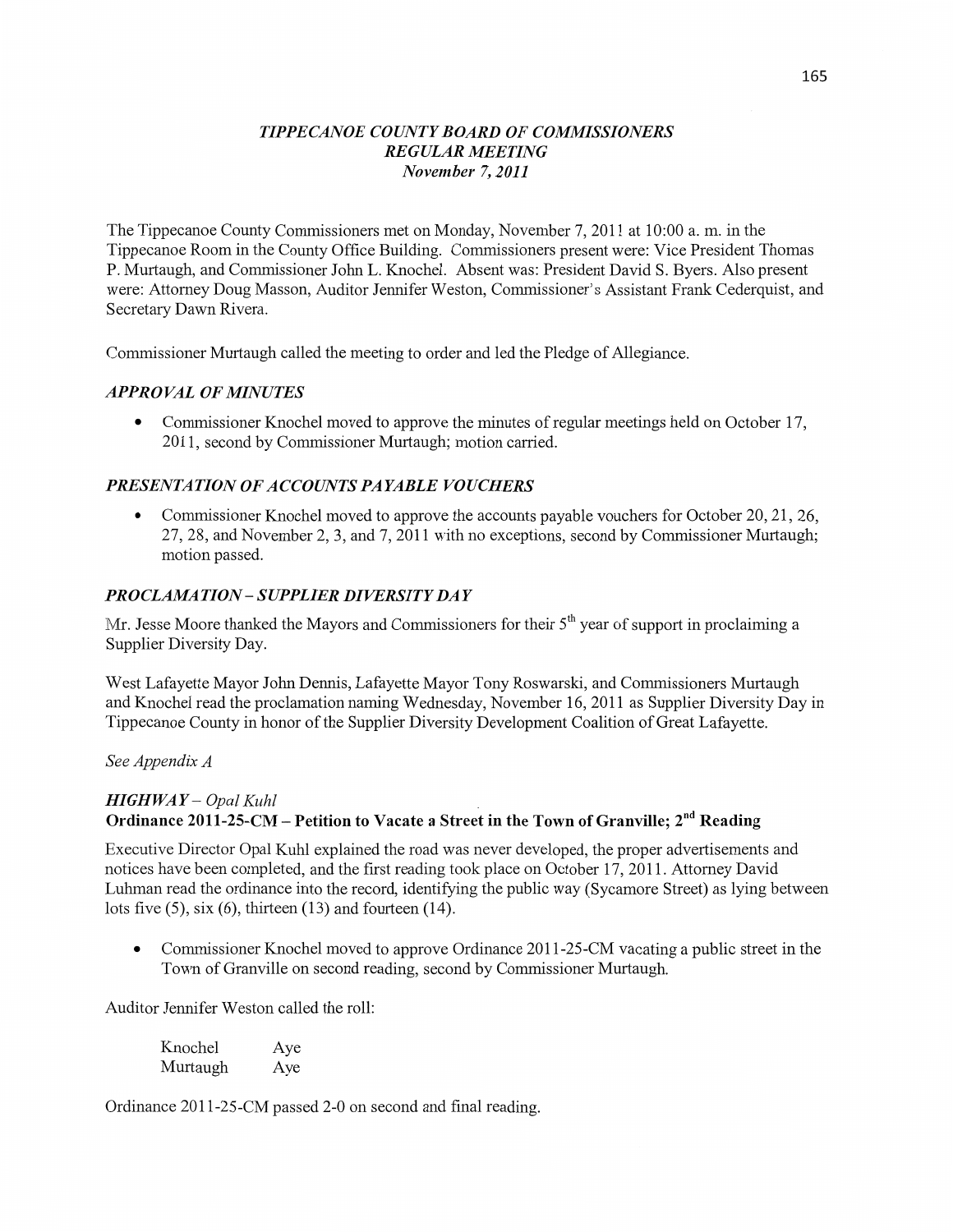# *TIPPECANOE COUNTY BOARD OF COMMISSIONERS*
## *REGULAR MEETING*
### *November 7, 2011*

The Tippecanoe County Commissioners met on Monday, November 7, 2011 at 10:00 a. m. in the Tippecanoe Room in the County Office Building. Commissioners present were: Vice President Thomas P. Murtaugh, and Commissioner John L. Knochel. Absent was: President David S. Byers. Also present were: Attorney Doug Masson, Auditor Jennifer Weston, Commissioner's Assistant Frank Cederquist, and Secretary Dawn Rivera.

Commissioner Murtaugh called the meeting to order and led the Pledge of Allegiance.

## *APPROVAL OF MINUTES*

- Commissioner Knochel moved to approve the minutes of regular meetings held on October 17, 2011, second by Commissioner Murtaugh; motion carried.

## *PRESENTATION OF ACCOUNTS PAYABLE VOUCHERS*

- Commissioner Knochel moved to approve the accounts payable vouchers for October 20, 21, 26, 27, 28, and November 2, 3, and 7, 2011 with no exceptions, second by Commissioner Murtaugh; motion passed.

## *PROCLAMATION – SUPPLIER DIVERSITY DAY*

Mr. Jesse Moore thanked the Mayors and Commissioners for their 5th year of support in proclaiming a Supplier Diversity Day.

West Lafayette Mayor John Dennis, Lafayette Mayor Tony Roswarski, and Commissioners Murtaugh and Knochel read the proclamation naming Wednesday, November 16, 2011 as Supplier Diversity Day in Tippecanoe County in honor of the Supplier Diversity Development Coalition of Great Lafayette.

*See Appendix A*

## *HIGHWAY – Opal Kuhl*
### Ordinance 2011-25-CM – Petition to Vacate a Street in the Town of Granville; 2nd Reading

Executive Director Opal Kuhl explained the road was never developed, the proper advertisements and notices have been completed, and the first reading took place on October 17, 2011. Attorney David Luhman read the ordinance into the record, identifying the public way (Sycamore Street) as lying between lots five (5), six (6), thirteen (13) and fourteen (14).

- Commissioner Knochel moved to approve Ordinance 2011-25-CM vacating a public street in the Town of Granville on second reading, second by Commissioner Murtaugh.

Auditor Jennifer Weston called the roll:

| | |
|---|---|
| Knochel | Aye |
| Murtaugh | Aye |

Ordinance 2011-25-CM passed 2-0 on second and final reading.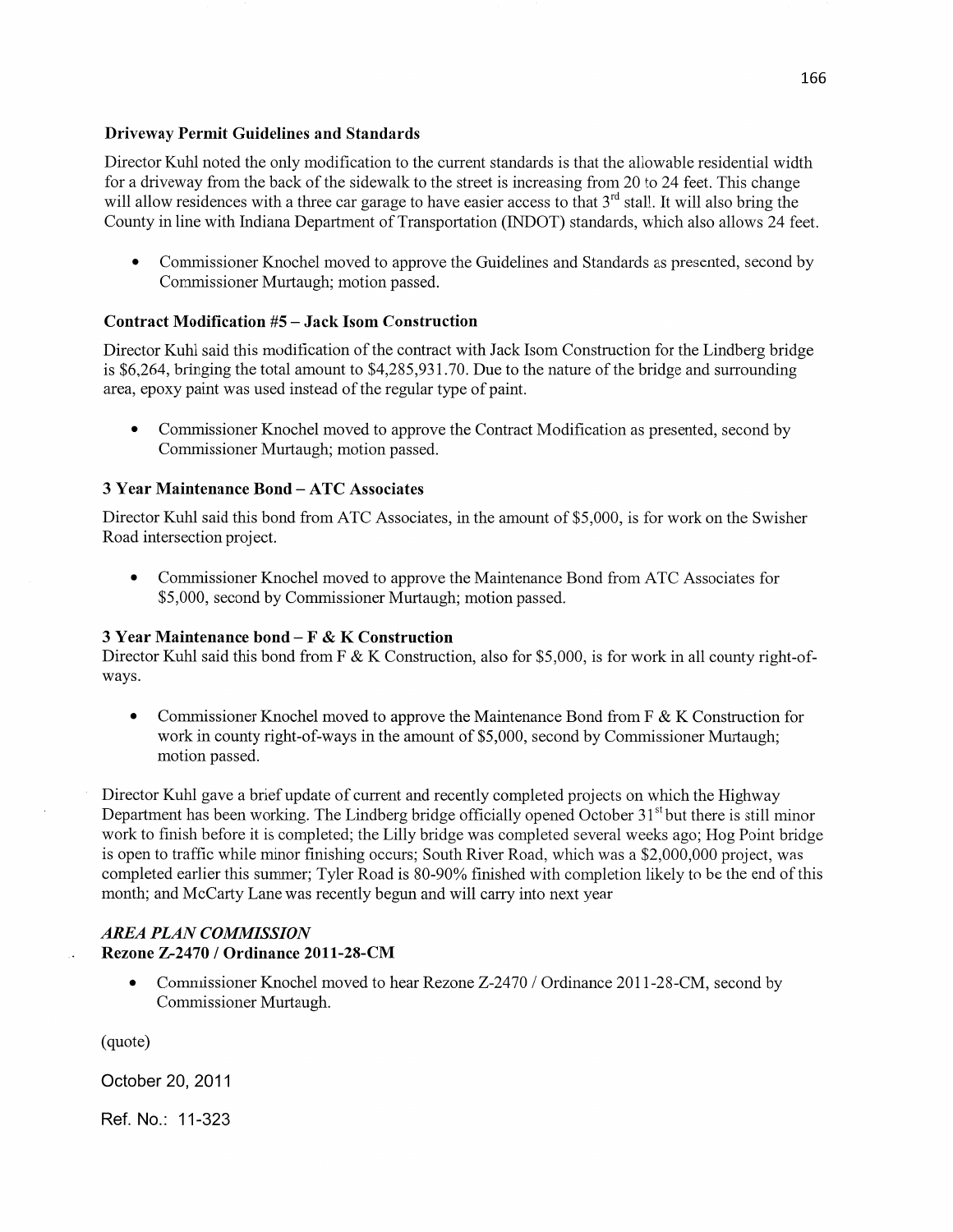**Driveway Permit Guidelines and Standards**

Director Kuhl noted the only modification to the current standards is that the allowable residential width for a driveway from the back of the sidewalk to the street is increasing from 20 to 24 feet. This change will allow residences with a three car garage to have easier access to that 3rd stall. It will also bring the County in line with Indiana Department of Transportation (INDOT) standards, which also allows 24 feet.

- Commissioner Knochel moved to approve the Guidelines and Standards as presented, second by Commissioner Murtaugh; motion passed.

**Contract Modification #5 – Jack Isom Construction**

Director Kuhl said this modification of the contract with Jack Isom Construction for the Lindberg bridge is $6,264, bringing the total amount to $4,285,931.70. Due to the nature of the bridge and surrounding area, epoxy paint was used instead of the regular type of paint.

- Commissioner Knochel moved to approve the Contract Modification as presented, second by Commissioner Murtaugh; motion passed.

**3 Year Maintenance Bond – ATC Associates**

Director Kuhl said this bond from ATC Associates, in the amount of $5,000, is for work on the Swisher Road intersection project.

- Commissioner Knochel moved to approve the Maintenance Bond from ATC Associates for $5,000, second by Commissioner Murtaugh; motion passed.

**3 Year Maintenance bond – F & K Construction**

Director Kuhl said this bond from F & K Construction, also for $5,000, is for work in all county right-of-ways.

- Commissioner Knochel moved to approve the Maintenance Bond from F & K Construction for work in county right-of-ways in the amount of $5,000, second by Commissioner Murtaugh; motion passed.

Director Kuhl gave a brief update of current and recently completed projects on which the Highway Department has been working. The Lindberg bridge officially opened October 31st but there is still minor work to finish before it is completed; the Lilly bridge was completed several weeks ago; Hog Point bridge is open to traffic while minor finishing occurs; South River Road, which was a $2,000,000 project, was completed earlier this summer; Tyler Road is 80-90% finished with completion likely to be the end of this month; and McCarty Lane was recently begun and will carry into next year

***AREA PLAN COMMISSION***

**Rezone Z-2470 / Ordinance 2011-28-CM**

- Commissioner Knochel moved to hear Rezone Z-2470 / Ordinance 2011-28-CM, second by Commissioner Murtaugh.

(quote)

October 20, 2011

Ref. No.: 11-323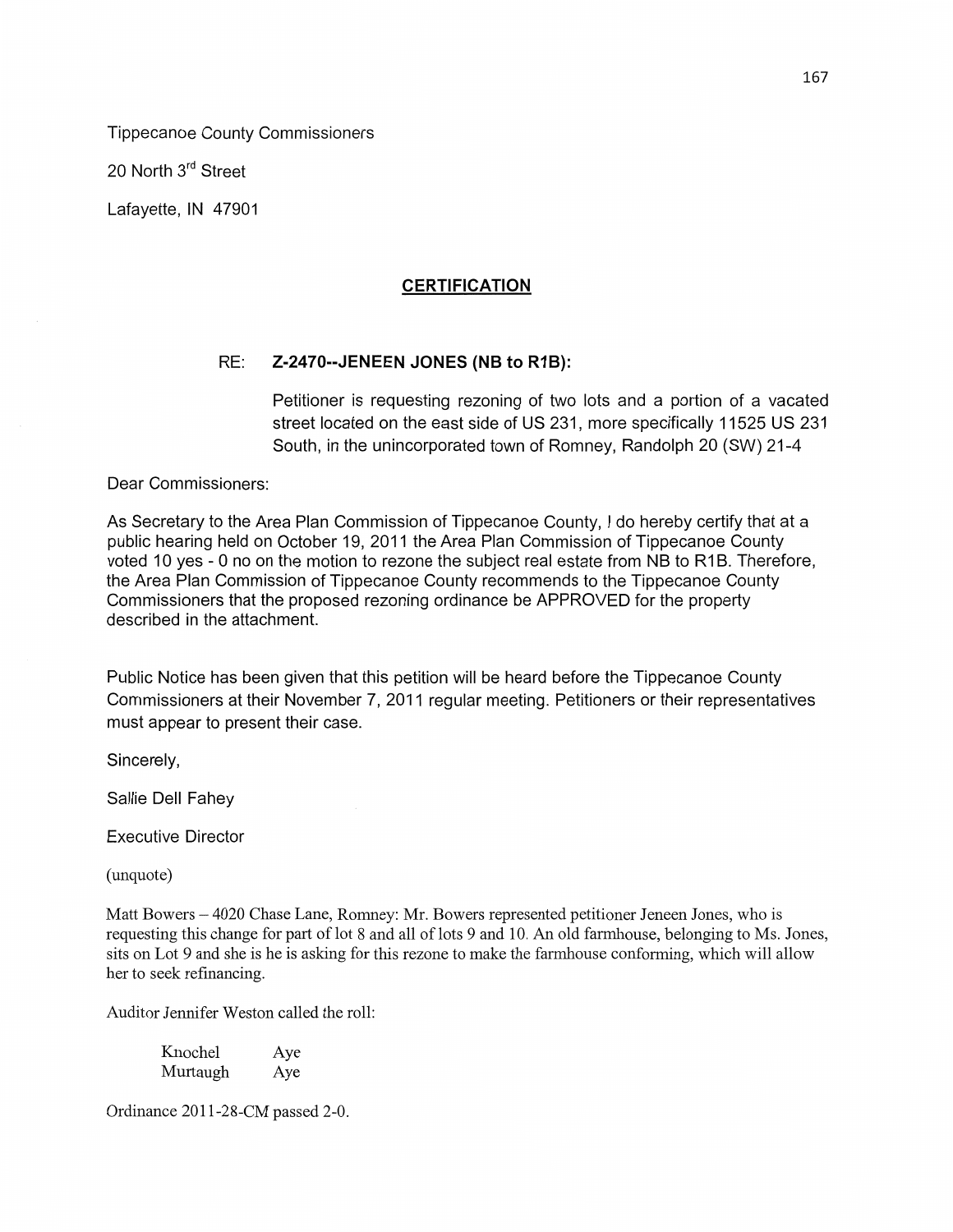Tippecanoe County Commissioners

20 North 3rd Street

Lafayette, IN 47901

## CERTIFICATION

RE: **Z-2470--JENEEN JONES (NB to R1B):**

Petitioner is requesting rezoning of two lots and a portion of a vacated street located on the east side of US 231, more specifically 11525 US 231 South, in the unincorporated town of Romney, Randolph 20 (SW) 21-4

Dear Commissioners:

As Secretary to the Area Plan Commission of Tippecanoe County, I do hereby certify that at a public hearing held on October 19, 2011 the Area Plan Commission of Tippecanoe County voted 10 yes - 0 no on the motion to rezone the subject real estate from NB to R1B. Therefore, the Area Plan Commission of Tippecanoe County recommends to the Tippecanoe County Commissioners that the proposed rezoning ordinance be APPROVED for the property described in the attachment.

Public Notice has been given that this petition will be heard before the Tippecanoe County Commissioners at their November 7, 2011 regular meeting. Petitioners or their representatives must appear to present their case.

Sincerely,

Sallie Dell Fahey

Executive Director

(unquote)

Matt Bowers – 4020 Chase Lane, Romney: Mr. Bowers represented petitioner Jeneen Jones, who is requesting this change for part of lot 8 and all of lots 9 and 10. An old farmhouse, belonging to Ms. Jones, sits on Lot 9 and she is he is asking for this rezone to make the farmhouse conforming, which will allow her to seek refinancing.

Auditor Jennifer Weston called the roll:

| | |
|---|---|
| Knochel | Aye |
| Murtaugh | Aye |

Ordinance 2011-28-CM passed 2-0.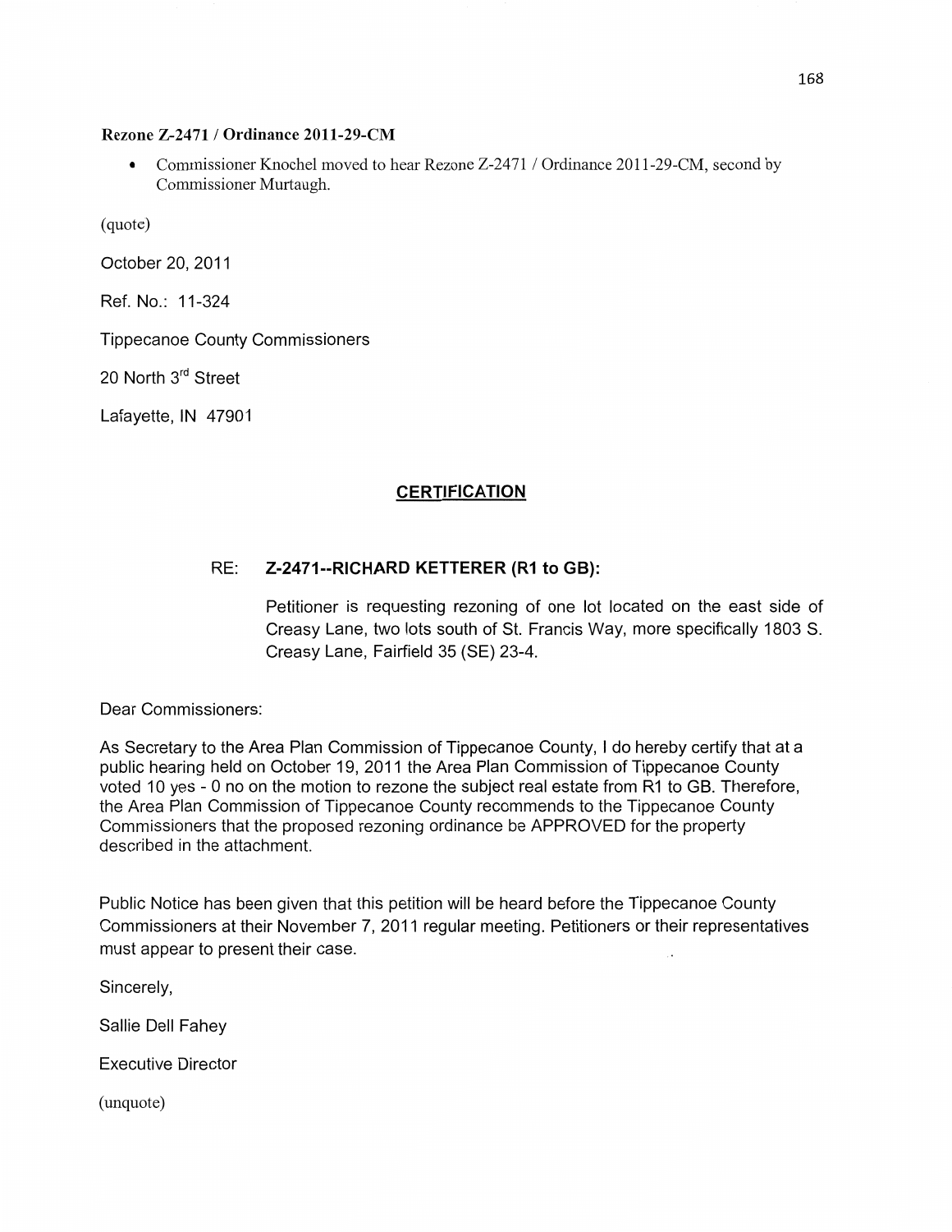**Rezone Z-2471 / Ordinance 2011-29-CM**

- Commissioner Knochel moved to hear Rezone Z-2471 / Ordinance 2011-29-CM, second by Commissioner Murtaugh.

(quote)

October 20, 2011

Ref. No.: 11-324

Tippecanoe County Commissioners

20 North 3rd Street

Lafayette, IN 47901

**CERTIFICATION**

RE: **Z-2471--RICHARD KETTERER (R1 to GB):**

Petitioner is requesting rezoning of one lot located on the east side of Creasy Lane, two lots south of St. Francis Way, more specifically 1803 S. Creasy Lane, Fairfield 35 (SE) 23-4.

Dear Commissioners:

As Secretary to the Area Plan Commission of Tippecanoe County, I do hereby certify that at a public hearing held on October 19, 2011 the Area Plan Commission of Tippecanoe County voted 10 yes - 0 no on the motion to rezone the subject real estate from R1 to GB. Therefore, the Area Plan Commission of Tippecanoe County recommends to the Tippecanoe County Commissioners that the proposed rezoning ordinance be APPROVED for the property described in the attachment.

Public Notice has been given that this petition will be heard before the Tippecanoe County Commissioners at their November 7, 2011 regular meeting. Petitioners or their representatives must appear to present their case.

Sincerely,

Sallie Dell Fahey

Executive Director

(unquote)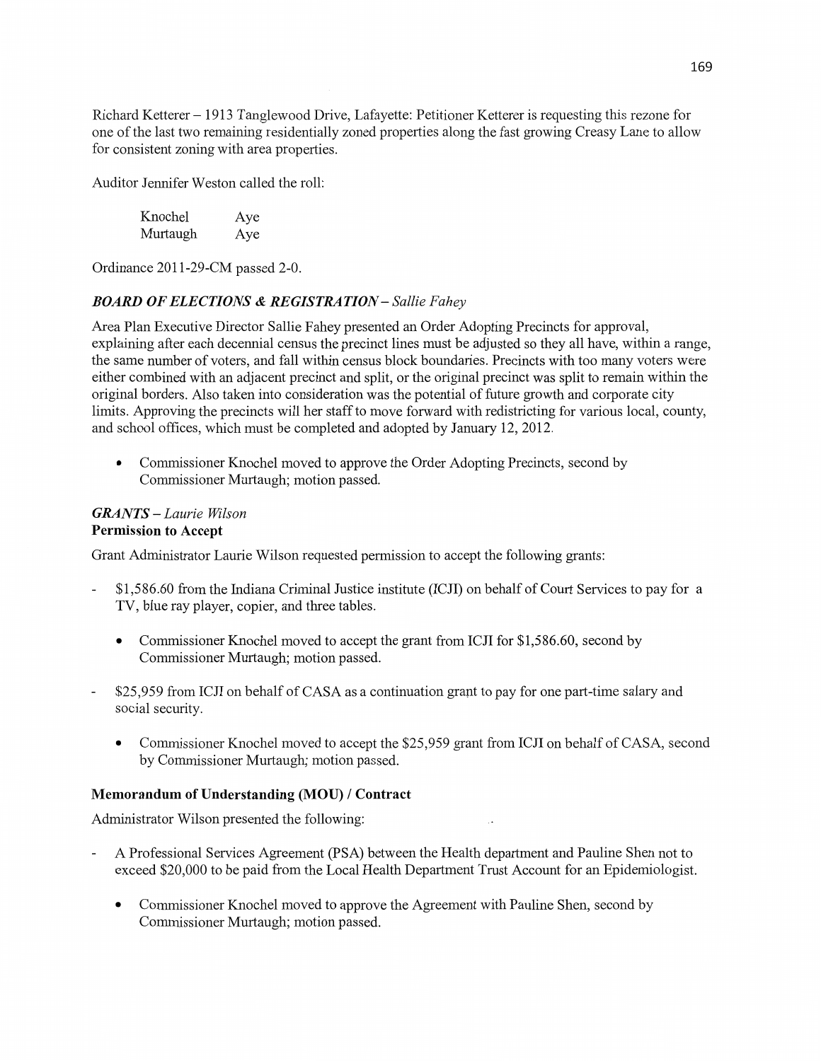Richard Ketterer – 1913 Tanglewood Drive, Lafayette: Petitioner Ketterer is requesting this rezone for one of the last two remaining residentially zoned properties along the fast growing Creasy Lane to allow for consistent zoning with area properties.

Auditor Jennifer Weston called the roll:

| | |
|---|---|
| Knochel | Aye |
| Murtaugh | Aye |

Ordinance 2011-29-CM passed 2-0.

### *BOARD OF ELECTIONS & REGISTRATION – Sallie Fahey*

Area Plan Executive Director Sallie Fahey presented an Order Adopting Precincts for approval, explaining after each decennial census the precinct lines must be adjusted so they all have, within a range, the same number of voters, and fall within census block boundaries. Precincts with too many voters were either combined with an adjacent precinct and split, or the original precinct was split to remain within the original borders. Also taken into consideration was the potential of future growth and corporate city limits. Approving the precincts will her staff to move forward with redistricting for various local, county, and school offices, which must be completed and adopted by January 12, 2012.

- Commissioner Knochel moved to approve the Order Adopting Precincts, second by Commissioner Murtaugh; motion passed.

### *GRANTS – Laurie Wilson*

**Permission to Accept**

Grant Administrator Laurie Wilson requested permission to accept the following grants:

- $1,586.60 from the Indiana Criminal Justice institute (ICJI) on behalf of Court Services to pay for a TV, blue ray player, copier, and three tables.
  - Commissioner Knochel moved to accept the grant from ICJI for $1,586.60, second by Commissioner Murtaugh; motion passed.
- $25,959 from ICJI on behalf of CASA as a continuation grant to pay for one part-time salary and social security.
  - Commissioner Knochel moved to accept the $25,959 grant from ICJI on behalf of CASA, second by Commissioner Murtaugh; motion passed.

**Memorandum of Understanding (MOU) / Contract**

Administrator Wilson presented the following:

- A Professional Services Agreement (PSA) between the Health department and Pauline Shen not to exceed $20,000 to be paid from the Local Health Department Trust Account for an Epidemiologist.
  - Commissioner Knochel moved to approve the Agreement with Pauline Shen, second by Commissioner Murtaugh; motion passed.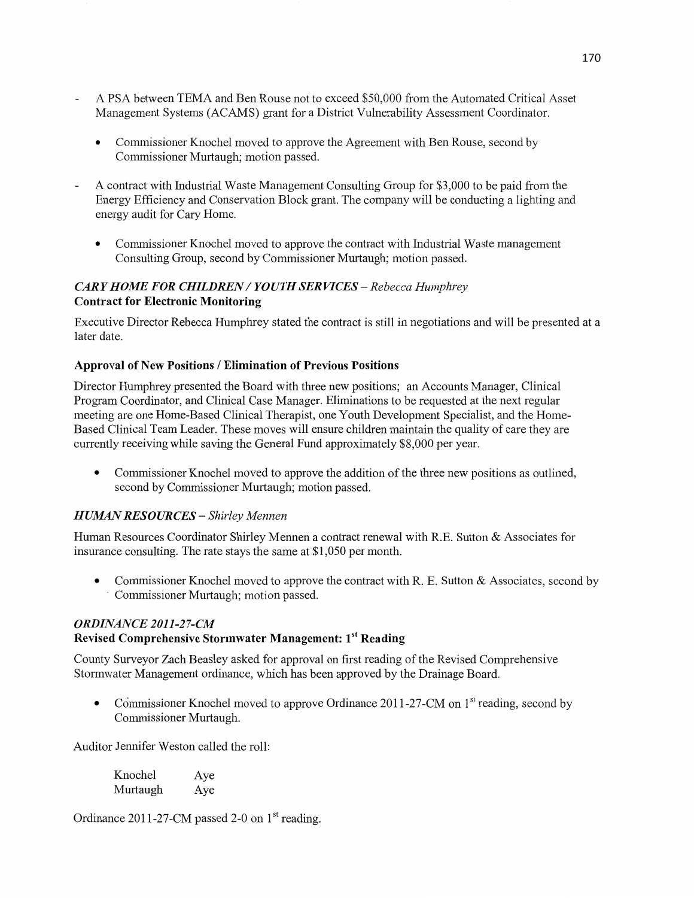- A PSA between TEMA and Ben Rouse not to exceed $50,000 from the Automated Critical Asset Management Systems (ACAMS) grant for a District Vulnerability Assessment Coordinator.

    - Commissioner Knochel moved to approve the Agreement with Ben Rouse, second by Commissioner Murtaugh; motion passed.

- A contract with Industrial Waste Management Consulting Group for $3,000 to be paid from the Energy Efficiency and Conservation Block grant. The company will be conducting a lighting and energy audit for Cary Home.

    - Commissioner Knochel moved to approve the contract with Industrial Waste management Consulting Group, second by Commissioner Murtaugh; motion passed.

### *CARY HOME FOR CHILDREN / YOUTH SERVICES – Rebecca Humphrey*

**Contract for Electronic Monitoring**

Executive Director Rebecca Humphrey stated the contract is still in negotiations and will be presented at a later date.

**Approval of New Positions / Elimination of Previous Positions**

Director Humphrey presented the Board with three new positions; an Accounts Manager, Clinical Program Coordinator, and Clinical Case Manager. Eliminations to be requested at the next regular meeting are one Home-Based Clinical Therapist, one Youth Development Specialist, and the Home-Based Clinical Team Leader. These moves will ensure children maintain the quality of care they are currently receiving while saving the General Fund approximately $8,000 per year.

- Commissioner Knochel moved to approve the addition of the three new positions as outlined, second by Commissioner Murtaugh; motion passed.

### *HUMAN RESOURCES – Shirley Mennen*

Human Resources Coordinator Shirley Mennen a contract renewal with R.E. Sutton & Associates for insurance consulting. The rate stays the same at $1,050 per month.

- Commissioner Knochel moved to approve the contract with R. E. Sutton & Associates, second by Commissioner Murtaugh; motion passed.

### *ORDINANCE 2011-27-CM*

**Revised Comprehensive Stormwater Management: 1st Reading**

County Surveyor Zach Beasley asked for approval on first reading of the Revised Comprehensive Stormwater Management ordinance, which has been approved by the Drainage Board.

- Commissioner Knochel moved to approve Ordinance 2011-27-CM on 1st reading, second by Commissioner Murtaugh.

Auditor Jennifer Weston called the roll:

| | |
|---|---|
| Knochel | Aye |
| Murtaugh | Aye |

Ordinance 2011-27-CM passed 2-0 on 1st reading.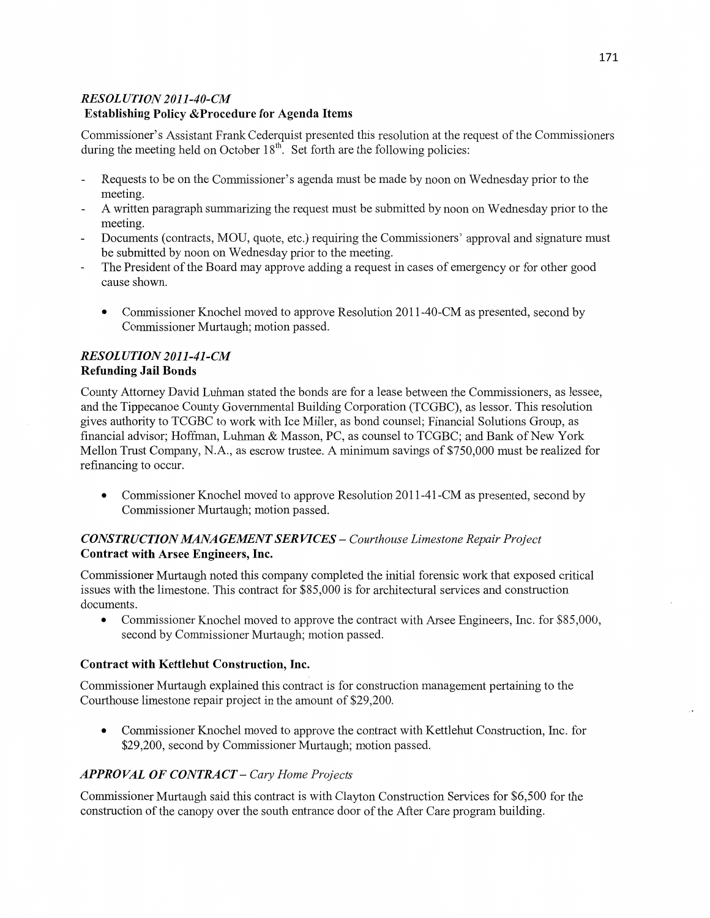## *RESOLUTION 2011-40-CM*
**Establishing Policy &Procedure for Agenda Items**

Commissioner's Assistant Frank Cederquist presented this resolution at the request of the Commissioners during the meeting held on October 18th. Set forth are the following policies:

- Requests to be on the Commissioner's agenda must be made by noon on Wednesday prior to the meeting.
- A written paragraph summarizing the request must be submitted by noon on Wednesday prior to the meeting.
- Documents (contracts, MOU, quote, etc.) requiring the Commissioners' approval and signature must be submitted by noon on Wednesday prior to the meeting.
- The President of the Board may approve adding a request in cases of emergency or for other good cause shown.

  - Commissioner Knochel moved to approve Resolution 2011-40-CM as presented, second by Commissioner Murtaugh; motion passed.

## *RESOLUTION 2011-41-CM*
**Refunding Jail Bonds**

County Attorney David Luhman stated the bonds are for a lease between the Commissioners, as lessee, and the Tippecanoe County Governmental Building Corporation (TCGBC), as lessor. This resolution gives authority to TCGBC to work with Ice Miller, as bond counsel; Financial Solutions Group, as financial advisor; Hoffman, Luhman & Masson, PC, as counsel to TCGBC; and Bank of New York Mellon Trust Company, N.A., as escrow trustee. A minimum savings of $750,000 must be realized for refinancing to occur.

- Commissioner Knochel moved to approve Resolution 2011-41-CM as presented, second by Commissioner Murtaugh; motion passed.

## *CONSTRUCTION MANAGEMENT SERVICES – Courthouse Limestone Repair Project*
**Contract with Arsee Engineers, Inc.**

Commissioner Murtaugh noted this company completed the initial forensic work that exposed critical issues with the limestone. This contract for $85,000 is for architectural services and construction documents.

- Commissioner Knochel moved to approve the contract with Arsee Engineers, Inc. for $85,000, second by Commissioner Murtaugh; motion passed.

**Contract with Kettlehut Construction, Inc.**

Commissioner Murtaugh explained this contract is for construction management pertaining to the Courthouse limestone repair project in the amount of $29,200.

- Commissioner Knochel moved to approve the contract with Kettlehut Construction, Inc. for $29,200, second by Commissioner Murtaugh; motion passed.

## *APPROVAL OF CONTRACT – Cary Home Projects*

Commissioner Murtaugh said this contract is with Clayton Construction Services for $6,500 for the construction of the canopy over the south entrance door of the After Care program building.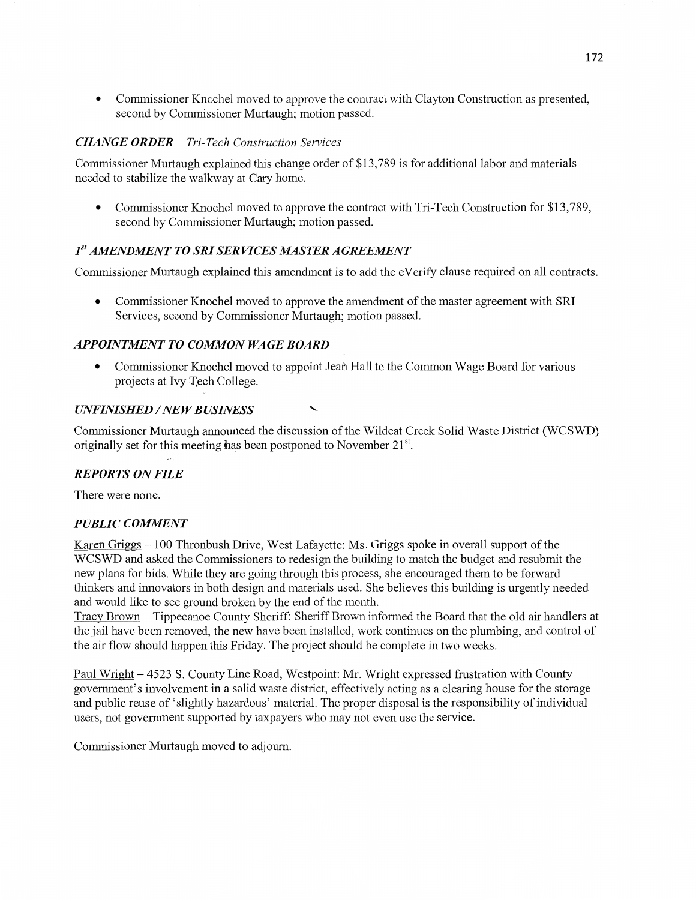- Commissioner Knochel moved to approve the contract with Clayton Construction as presented, second by Commissioner Murtaugh; motion passed.

### *CHANGE ORDER – Tri-Tech Construction Services*

Commissioner Murtaugh explained this change order of $13,789 is for additional labor and materials needed to stabilize the walkway at Cary home.

- Commissioner Knochel moved to approve the contract with Tri-Tech Construction for $13,789, second by Commissioner Murtaugh; motion passed.

### *1st AMENDMENT TO SRI SERVICES MASTER AGREEMENT*

Commissioner Murtaugh explained this amendment is to add the eVerify clause required on all contracts.

- Commissioner Knochel moved to approve the amendment of the master agreement with SRI Services, second by Commissioner Murtaugh; motion passed.

### *APPOINTMENT TO COMMON WAGE BOARD*

- Commissioner Knochel moved to appoint Jean Hall to the Common Wage Board for various projects at Ivy Tech College.

### *UNFINISHED / NEW BUSINESS*

Commissioner Murtaugh announced the discussion of the Wildcat Creek Solid Waste District (WCSWD) originally set for this meeting has been postponed to November 21st.

### *REPORTS ON FILE*

There were none.

### *PUBLIC COMMENT*

Karen Griggs – 100 Thronbush Drive, West Lafayette: Ms. Griggs spoke in overall support of the WCSWD and asked the Commissioners to redesign the building to match the budget and resubmit the new plans for bids. While they are going through this process, she encouraged them to be forward thinkers and innovators in both design and materials used. She believes this building is urgently needed and would like to see ground broken by the end of the month.
Tracy Brown – Tippecanoe County Sheriff: Sheriff Brown informed the Board that the old air handlers at the jail have been removed, the new have been installed, work continues on the plumbing, and control of the air flow should happen this Friday. The project should be complete in two weeks.

Paul Wright – 4523 S. County Line Road, Westpoint: Mr. Wright expressed frustration with County government's involvement in a solid waste district, effectively acting as a clearing house for the storage and public reuse of 'slightly hazardous' material. The proper disposal is the responsibility of individual users, not government supported by taxpayers who may not even use the service.

Commissioner Murtaugh moved to adjourn.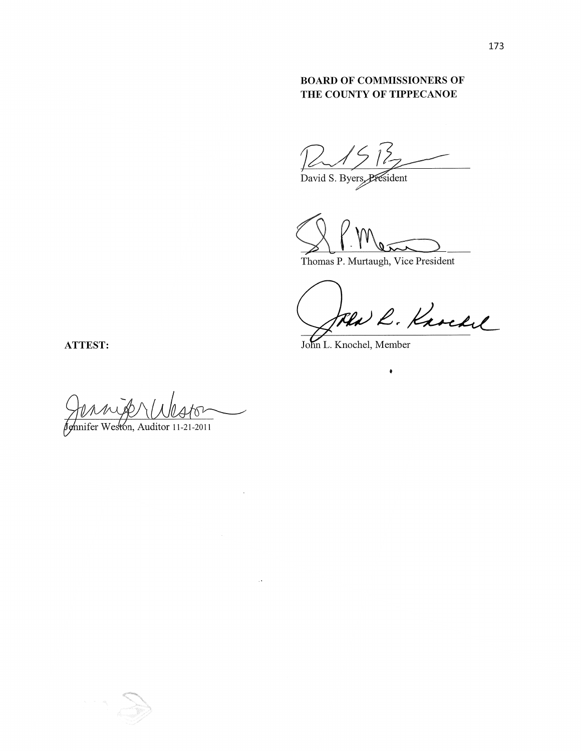**BOARD OF COMMISSIONERS OF THE COUNTY OF TIPPECANOE**

David S. Byers, President

Thomas P. Murtaugh, Vice President

John L. Knochel, Member

**ATTEST:**

Jennifer Weston, Auditor 11-21-2011